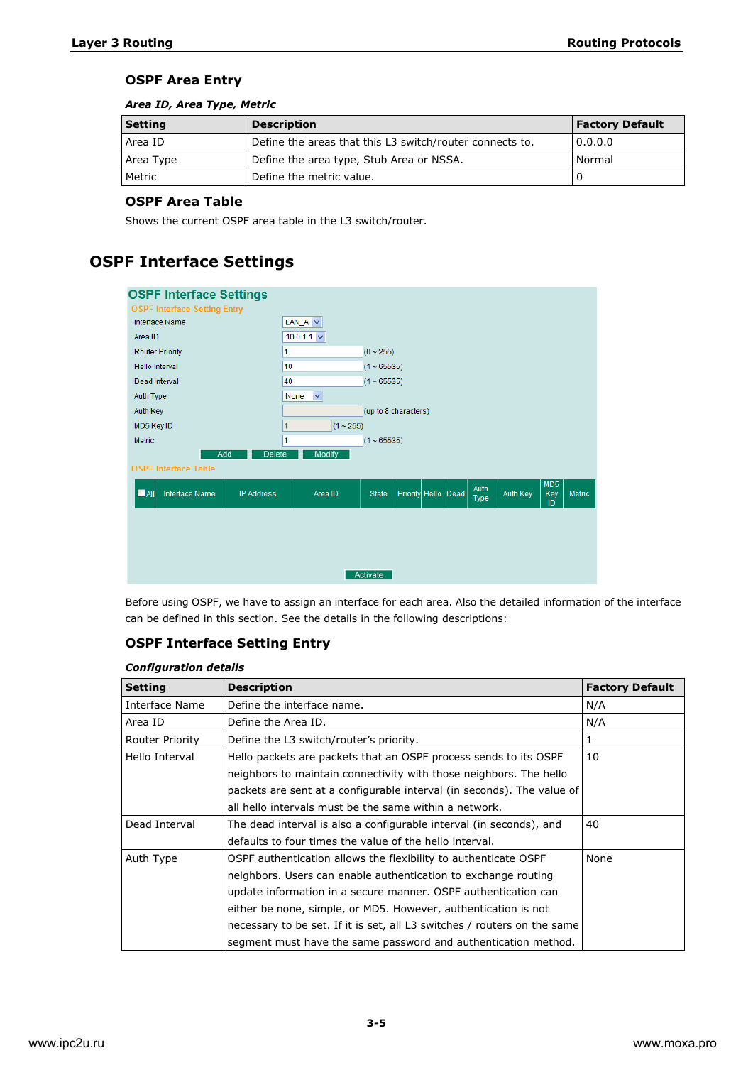### OSPF Area Entry

***Area ID, Area Type, Metric***

| Setting | Description | Factory Default |
|---|---|---|
| Area ID | Define the areas that this L3 switch/router connects to. | 0.0.0.0 |
| Area Type | Define the area type, Stub Area or NSSA. | Normal |
| Metric | Define the metric value. | 0 |

### OSPF Area Table

Shows the current OSPF area table in the L3 switch/router.

## OSPF Interface Settings

Before using OSPF, we have to assign an interface for each area. Also the detailed information of the interface can be defined in this section. See the details in the following descriptions:

### OSPF Interface Setting Entry

***Configuration details***

| Setting | Description | Factory Default |
|---|---|---|
| Interface Name | Define the interface name. | N/A |
| Area ID | Define the Area ID. | N/A |
| Router Priority | Define the L3 switch/router's priority. | 1 |
| Hello Interval | Hello packets are packets that an OSPF process sends to its OSPF neighbors to maintain connectivity with those neighbors. The hello packets are sent at a configurable interval (in seconds). The value of all hello intervals must be the same within a network. | 10 |
| Dead Interval | The dead interval is also a configurable interval (in seconds), and defaults to four times the value of the hello interval. | 40 |
| Auth Type | OSPF authentication allows the flexibility to authenticate OSPF neighbors. Users can enable authentication to exchange routing update information in a secure manner. OSPF authentication can either be none, simple, or MD5. However, authentication is not necessary to be set. If it is set, all L3 switches / routers on the same segment must have the same password and authentication method. | None |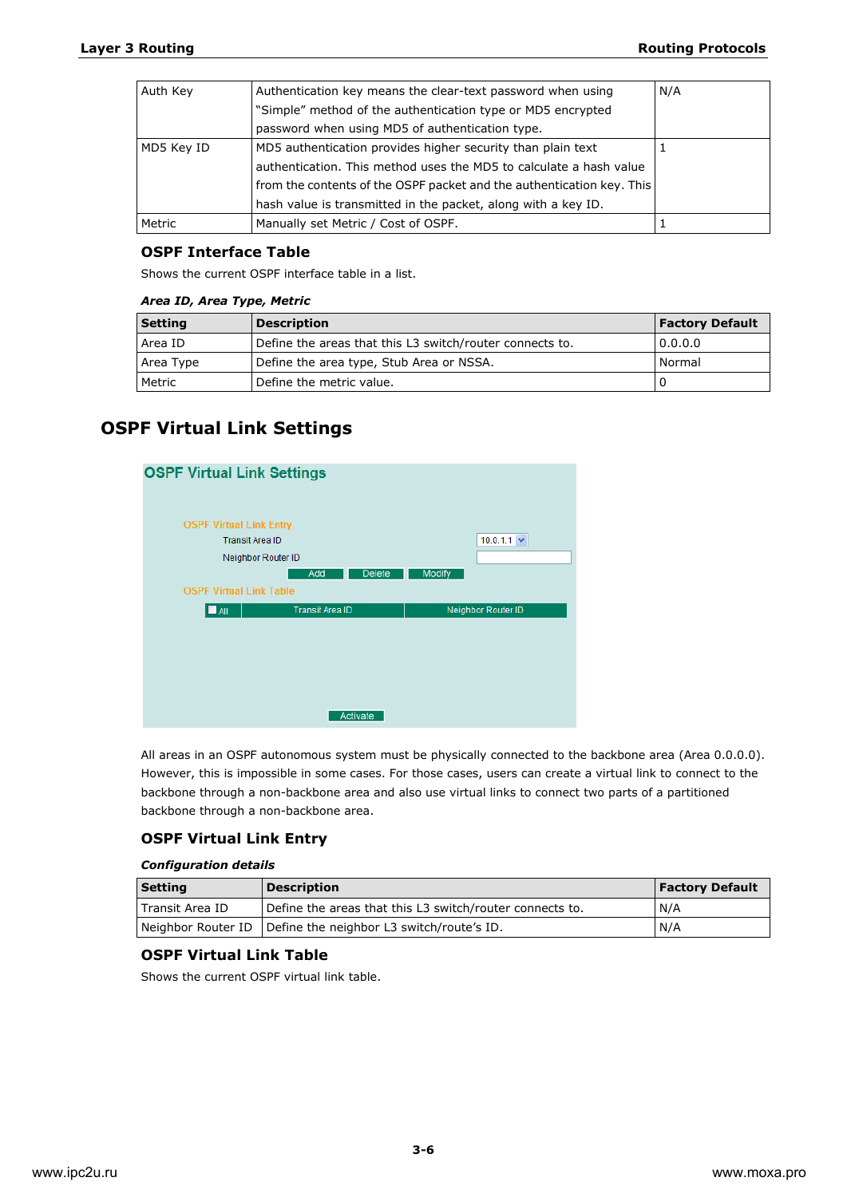| Auth Key | Authentication key means the clear-text password when using “Simple” method of the authentication type or MD5 encrypted password when using MD5 of authentication type. | N/A |
|---|---|---|
| MD5 Key ID | MD5 authentication provides higher security than plain text authentication. This method uses the MD5 to calculate a hash value from the contents of the OSPF packet and the authentication key. This hash value is transmitted in the packet, along with a key ID. | 1 |
| Metric | Manually set Metric / Cost of OSPF. | 1 |

### OSPF Interface Table

Shows the current OSPF interface table in a list.

***Area ID, Area Type, Metric***

| Setting | Description | Factory Default |
|---|---|---|
| Area ID | Define the areas that this L3 switch/router connects to. | 0.0.0.0 |
| Area Type | Define the area type, Stub Area or NSSA. | Normal |
| Metric | Define the metric value. | 0 |

## OSPF Virtual Link Settings

OSPF Virtual Link Settings

OSPF Virtual Link Entry

Transit Area ID 10.0.1.1

Neighbor Router ID

Add Delete Modify

OSPF Virtual Link Table

| All | Transit Area ID | Neighbor Router ID |
|---|---|---|

Activate

All areas in an OSPF autonomous system must be physically connected to the backbone area (Area 0.0.0.0). However, this is impossible in some cases. For those cases, users can create a virtual link to connect to the backbone through a non-backbone area and also use virtual links to connect two parts of a partitioned backbone through a non-backbone area.

### OSPF Virtual Link Entry

***Configuration details***

| Setting | Description | Factory Default |
|---|---|---|
| Transit Area ID | Define the areas that this L3 switch/router connects to. | N/A |
| Neighbor Router ID | Define the neighbor L3 switch/route’s ID. | N/A |

### OSPF Virtual Link Table

Shows the current OSPF virtual link table.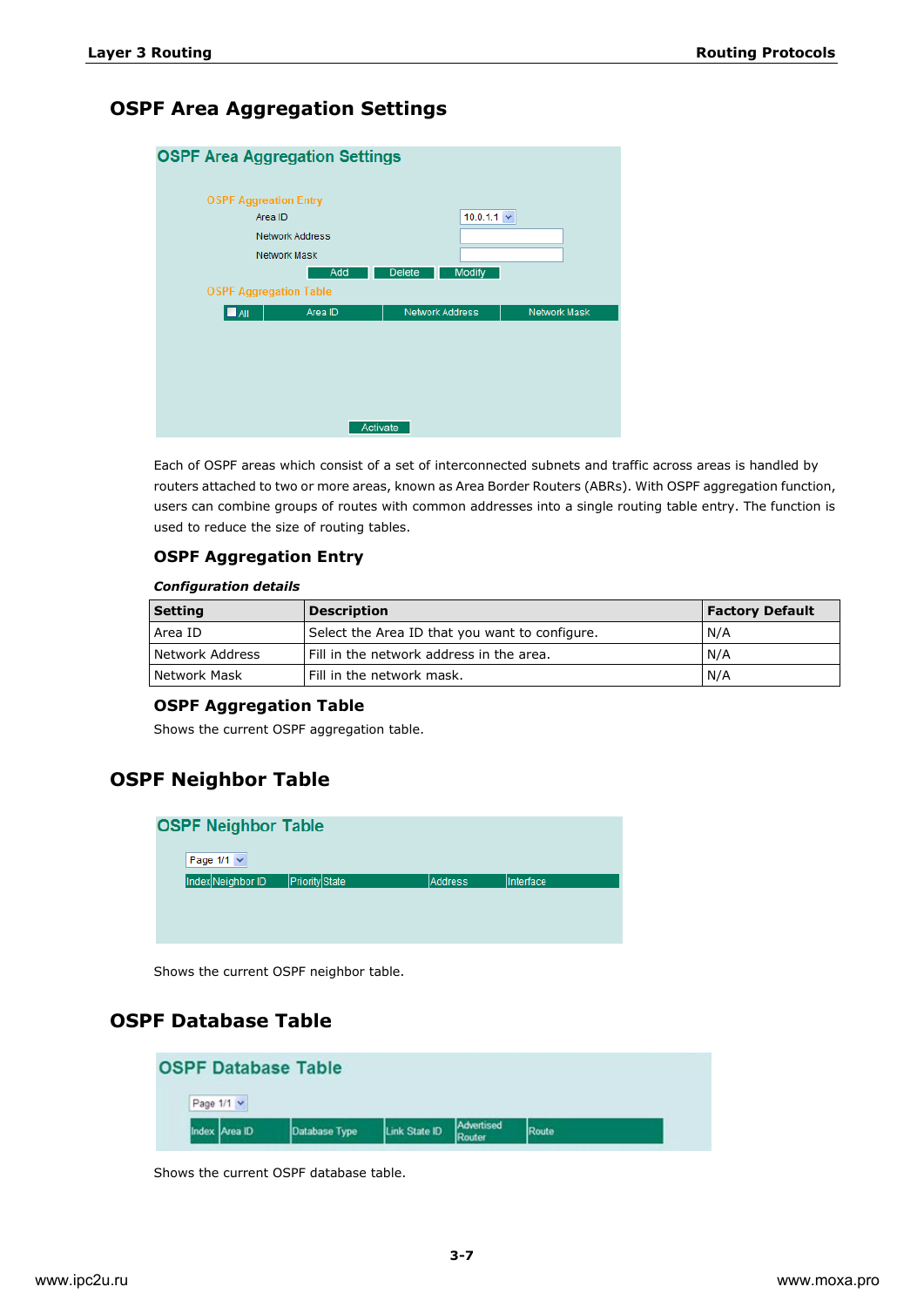## OSPF Area Aggregation Settings

Each of OSPF areas which consist of a set of interconnected subnets and traffic across areas is handled by routers attached to two or more areas, known as Area Border Routers (ABRs). With OSPF aggregation function, users can combine groups of routes with common addresses into a single routing table entry. The function is used to reduce the size of routing tables.

### OSPF Aggregation Entry

***Configuration details***

| Setting | Description | Factory Default |
|---|---|---|
| Area ID | Select the Area ID that you want to configure. | N/A |
| Network Address | Fill in the network address in the area. | N/A |
| Network Mask | Fill in the network mask. | N/A |

### OSPF Aggregation Table

Shows the current OSPF aggregation table.

## OSPF Neighbor Table

Shows the current OSPF neighbor table.

## OSPF Database Table

Shows the current OSPF database table.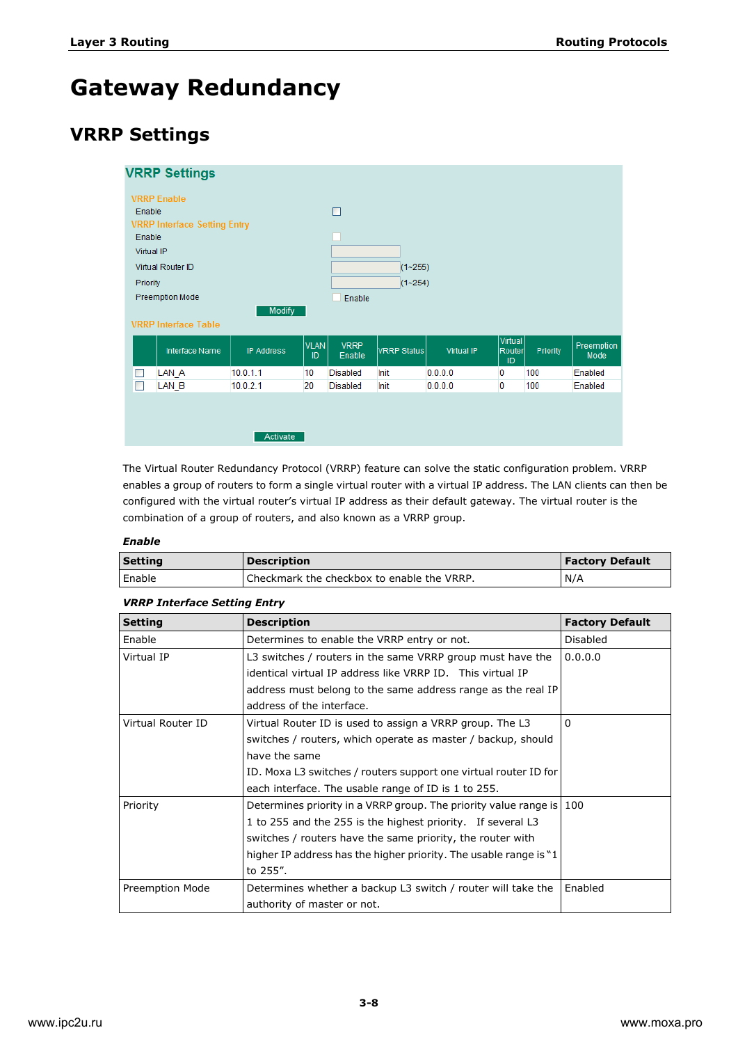# Gateway Redundancy

## VRRP Settings

**VRRP Settings**

VRRP Enable

Enable

VRRP Interface Setting Entry

Enable

Virtual IP

Virtual Router ID (1~255)

Priority (1~254)

Preemption Mode Enable

Modify

VRRP Interface Table

| | Interface Name | IP Address | VLAN ID | VRRP Enable | VRRP Status | Virtual IP | Virtual Router ID | Priority | Preemption Mode |
|---|---|---|---|---|---|---|---|---|---|
| | LAN_A | 10.0.1.1 | 10 | Disabled | Init | 0.0.0.0 | 0 | 100 | Enabled |
| | LAN_B | 10.0.2.1 | 20 | Disabled | Init | 0.0.0.0 | 0 | 100 | Enabled |

Activate

The Virtual Router Redundancy Protocol (VRRP) feature can solve the static configuration problem. VRRP enables a group of routers to form a single virtual router with a virtual IP address. The LAN clients can then be configured with the virtual router's virtual IP address as their default gateway. The virtual router is the combination of a group of routers, and also known as a VRRP group.

***Enable***

| Setting | Description | Factory Default |
|---|---|---|
| Enable | Checkmark the checkbox to enable the VRRP. | N/A |

***VRRP Interface Setting Entry***

| Setting | Description | Factory Default |
|---|---|---|
| Enable | Determines to enable the VRRP entry or not. | Disabled |
| Virtual IP | L3 switches / routers in the same VRRP group must have the identical virtual IP address like VRRP ID. This virtual IP address must belong to the same address range as the real IP address of the interface. | 0.0.0.0 |
| Virtual Router ID | Virtual Router ID is used to assign a VRRP group. The L3 switches / routers, which operate as master / backup, should have the same ID. Moxa L3 switches / routers support one virtual router ID for each interface. The usable range of ID is 1 to 255. | 0 |
| Priority | Determines priority in a VRRP group. The priority value range is 1 to 255 and the 255 is the highest priority. If several L3 switches / routers have the same priority, the router with higher IP address has the higher priority. The usable range is "1 to 255". | 100 |
| Preemption Mode | Determines whether a backup L3 switch / router will take the authority of master or not. | Enabled |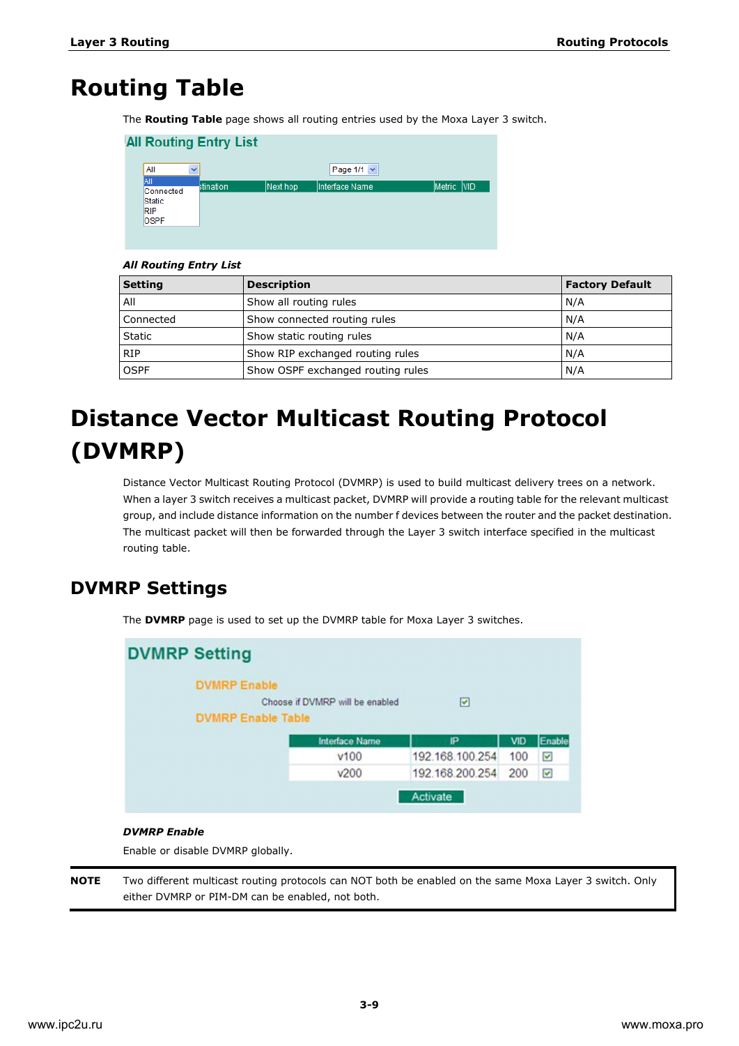# Routing Table

The **Routing Table** page shows all routing entries used by the Moxa Layer 3 switch.

***All Routing Entry List***

| Setting | Description | Factory Default |
|---|---|---|
| All | Show all routing rules | N/A |
| Connected | Show connected routing rules | N/A |
| Static | Show static routing rules | N/A |
| RIP | Show RIP exchanged routing rules | N/A |
| OSPF | Show OSPF exchanged routing rules | N/A |

# Distance Vector Multicast Routing Protocol (DVMRP)

Distance Vector Multicast Routing Protocol (DVMRP) is used to build multicast delivery trees on a network. When a layer 3 switch receives a multicast packet, DVMRP will provide a routing table for the relevant multicast group, and include distance information on the number f devices between the router and the packet destination. The multicast packet will then be forwarded through the Layer 3 switch interface specified in the multicast routing table.

## DVMRP Settings

The **DVMRP** page is used to set up the DVMRP table for Moxa Layer 3 switches.

***DVMRP Enable***

Enable or disable DVMRP globally.

**NOTE** Two different multicast routing protocols can NOT both be enabled on the same Moxa Layer 3 switch. Only either DVMRP or PIM-DM can be enabled, not both.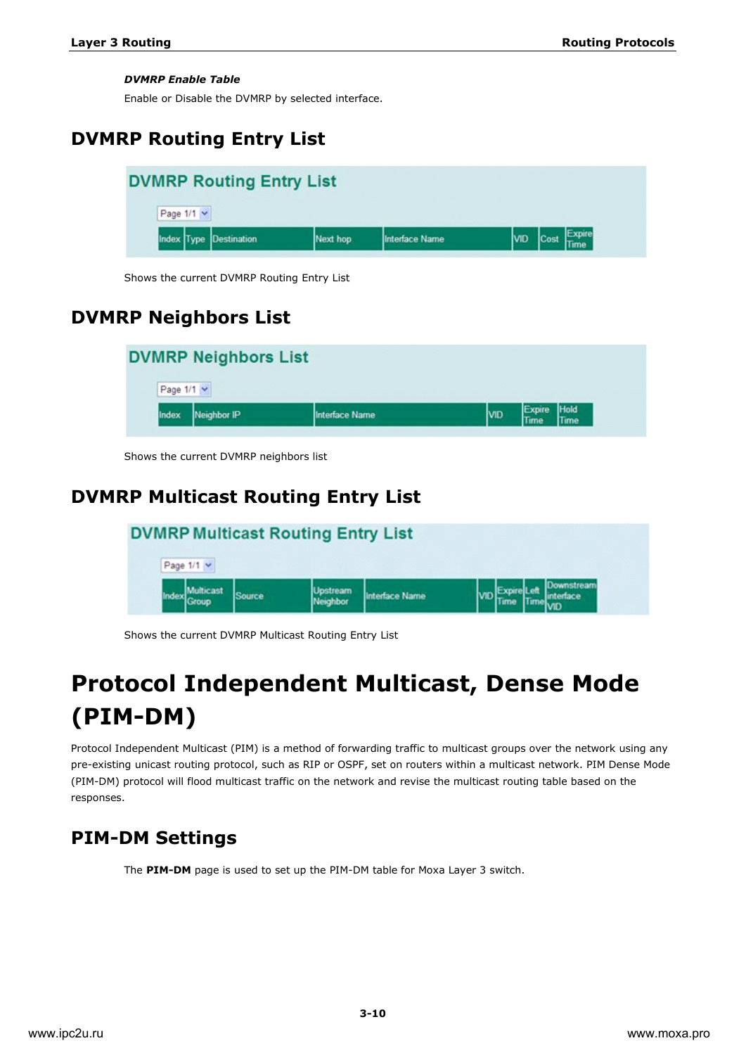***DVMRP Enable Table***

Enable or Disable the DVMRP by selected interface.

## DVMRP Routing Entry List

**DVMRP Routing Entry List**

Page 1/1

| Index | Type | Destination | Next hop | Interface Name | VID | Cost | Expire Time |
|---|---|---|---|---|---|---|---|

Shows the current DVMRP Routing Entry List

## DVMRP Neighbors List

**DVMRP Neighbors List**

Page 1/1

| Index | Neighbor IP | Interface Name | VID | Expire Time | Hold Time |
|---|---|---|---|---|---|

Shows the current DVMRP neighbors list

## DVMRP Multicast Routing Entry List

**DVMRP Multicast Routing Entry List**

Page 1/1

| Index | Multicast Group | Source | Upstream Neighbor | Interface Name | VID | Expire Time | Left Time | Downstream interface VID |
|---|---|---|---|---|---|---|---|---|

Shows the current DVMRP Multicast Routing Entry List

# Protocol Independent Multicast, Dense Mode (PIM-DM)

Protocol Independent Multicast (PIM) is a method of forwarding traffic to multicast groups over the network using any pre-existing unicast routing protocol, such as RIP or OSPF, set on routers within a multicast network. PIM Dense Mode (PIM-DM) protocol will flood multicast traffic on the network and revise the multicast routing table based on the responses.

## PIM-DM Settings

The **PIM-DM** page is used to set up the PIM-DM table for Moxa Layer 3 switch.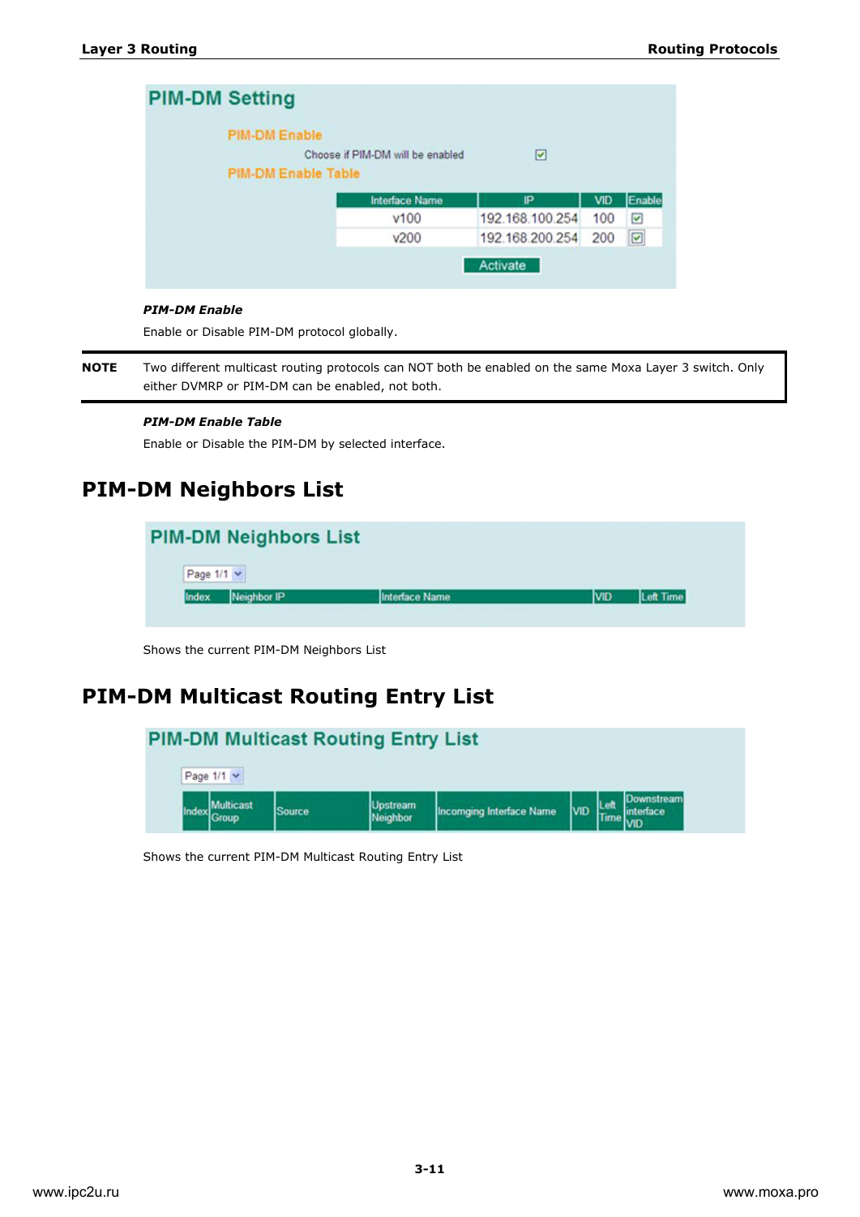**PIM-DM Setting**

**PIM-DM Enable**

Choose if PIM-DM will be enabled ☑

**PIM-DM Enable Table**

| Interface Name | IP | VID | Enable |
|---|---|---|---|
| v100 | 192.168.100.254 | 100 | ☑ |
| v200 | 192.168.200.254 | 200 | ☑ |

Activate

***PIM-DM Enable***

Enable or Disable PIM-DM protocol globally.

**NOTE** Two different multicast routing protocols can NOT both be enabled on the same Moxa Layer 3 switch. Only either DVMRP or PIM-DM can be enabled, not both.

***PIM-DM Enable Table***

Enable or Disable the PIM-DM by selected interface.

# PIM-DM Neighbors List

**PIM-DM Neighbors List**

Page 1/1

| Index | Neighbor IP | Interface Name | VID | Left Time |
|---|---|---|---|---|

Shows the current PIM-DM Neighbors List

# PIM-DM Multicast Routing Entry List

**PIM-DM Multicast Routing Entry List**

Page 1/1

| Index | Multicast Group | Source | Upstream Neighbor | Incoming Interface Name | VID | Left Time | Downstream interface VID |
|---|---|---|---|---|---|---|---|

Shows the current PIM-DM Multicast Routing Entry List